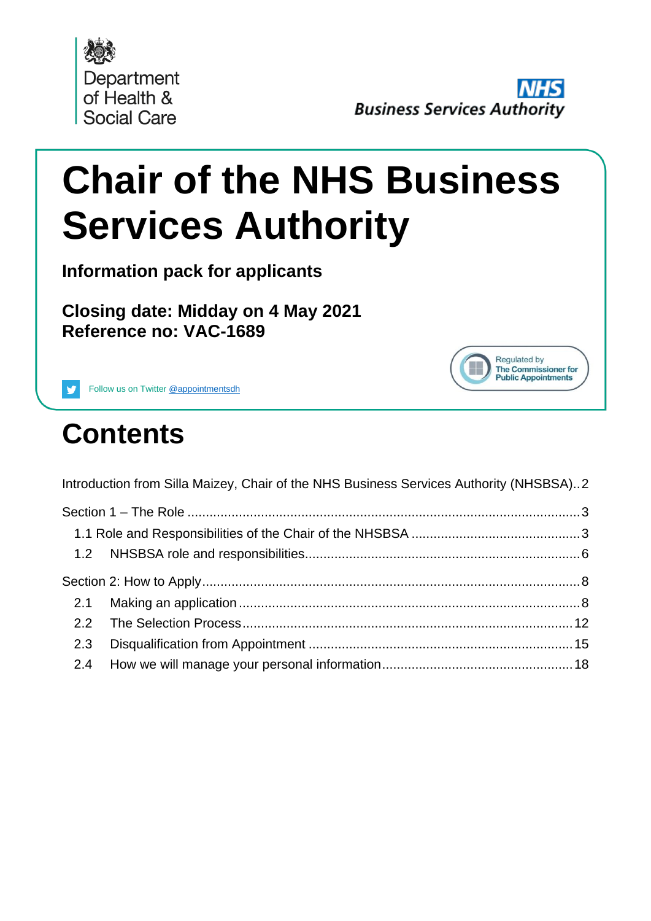Department of Health & Social Care

NHS Business Services Authority

# Chair of the NHS Business Services Authority

**Information pack for applicants**

**Closing date: Midday on 4 May 2021**
**Reference no: VAC-1689**

Follow us on Twitter @appointmentsdh

Regulated by The Commissioner for Public Appointments

# Contents

Introduction from Silla Maizey, Chair of the NHS Business Services Authority (NHSBSA)..2

Section 1 – The Role ..........3
- 1.1 Role and Responsibilities of the Chair of the NHSBSA ..........3
- 1.2 NHSBSA role and responsibilities..........6

Section 2: How to Apply..........8
- 2.1 Making an application..........8
- 2.2 The Selection Process..........12
- 2.3 Disqualification from Appointment ..........15
- 2.4 How we will manage your personal information..........18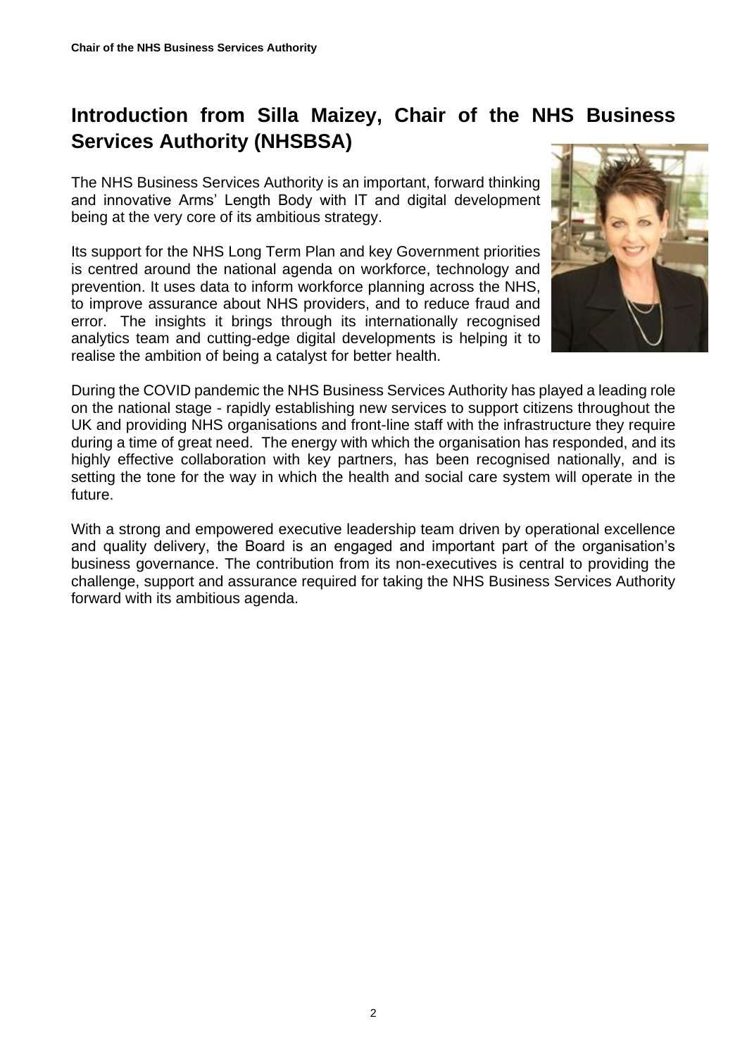## Introduction from Silla Maizey, Chair of the NHS Business Services Authority (NHSBSA)

The NHS Business Services Authority is an important, forward thinking and innovative Arms' Length Body with IT and digital development being at the very core of its ambitious strategy.

Its support for the NHS Long Term Plan and key Government priorities is centred around the national agenda on workforce, technology and prevention. It uses data to inform workforce planning across the NHS, to improve assurance about NHS providers, and to reduce fraud and error. The insights it brings through its internationally recognised analytics team and cutting-edge digital developments is helping it to realise the ambition of being a catalyst for better health.

During the COVID pandemic the NHS Business Services Authority has played a leading role on the national stage - rapidly establishing new services to support citizens throughout the UK and providing NHS organisations and front-line staff with the infrastructure they require during a time of great need. The energy with which the organisation has responded, and its highly effective collaboration with key partners, has been recognised nationally, and is setting the tone for the way in which the health and social care system will operate in the future.

With a strong and empowered executive leadership team driven by operational excellence and quality delivery, the Board is an engaged and important part of the organisation's business governance. The contribution from its non-executives is central to providing the challenge, support and assurance required for taking the NHS Business Services Authority forward with its ambitious agenda.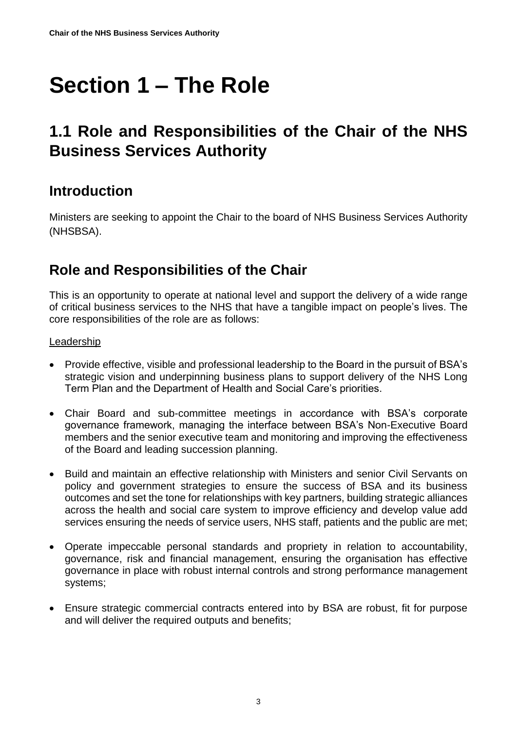# Section 1 – The Role

## 1.1 Role and Responsibilities of the Chair of the NHS Business Services Authority

### Introduction

Ministers are seeking to appoint the Chair to the board of NHS Business Services Authority (NHSBSA).

### Role and Responsibilities of the Chair

This is an opportunity to operate at national level and support the delivery of a wide range of critical business services to the NHS that have a tangible impact on people's lives. The core responsibilities of the role are as follows:

Leadership

- Provide effective, visible and professional leadership to the Board in the pursuit of BSA's strategic vision and underpinning business plans to support delivery of the NHS Long Term Plan and the Department of Health and Social Care's priorities.

- Chair Board and sub-committee meetings in accordance with BSA's corporate governance framework, managing the interface between BSA's Non-Executive Board members and the senior executive team and monitoring and improving the effectiveness of the Board and leading succession planning.

- Build and maintain an effective relationship with Ministers and senior Civil Servants on policy and government strategies to ensure the success of BSA and its business outcomes and set the tone for relationships with key partners, building strategic alliances across the health and social care system to improve efficiency and develop value add services ensuring the needs of service users, NHS staff, patients and the public are met;

- Operate impeccable personal standards and propriety in relation to accountability, governance, risk and financial management, ensuring the organisation has effective governance in place with robust internal controls and strong performance management systems;

- Ensure strategic commercial contracts entered into by BSA are robust, fit for purpose and will deliver the required outputs and benefits;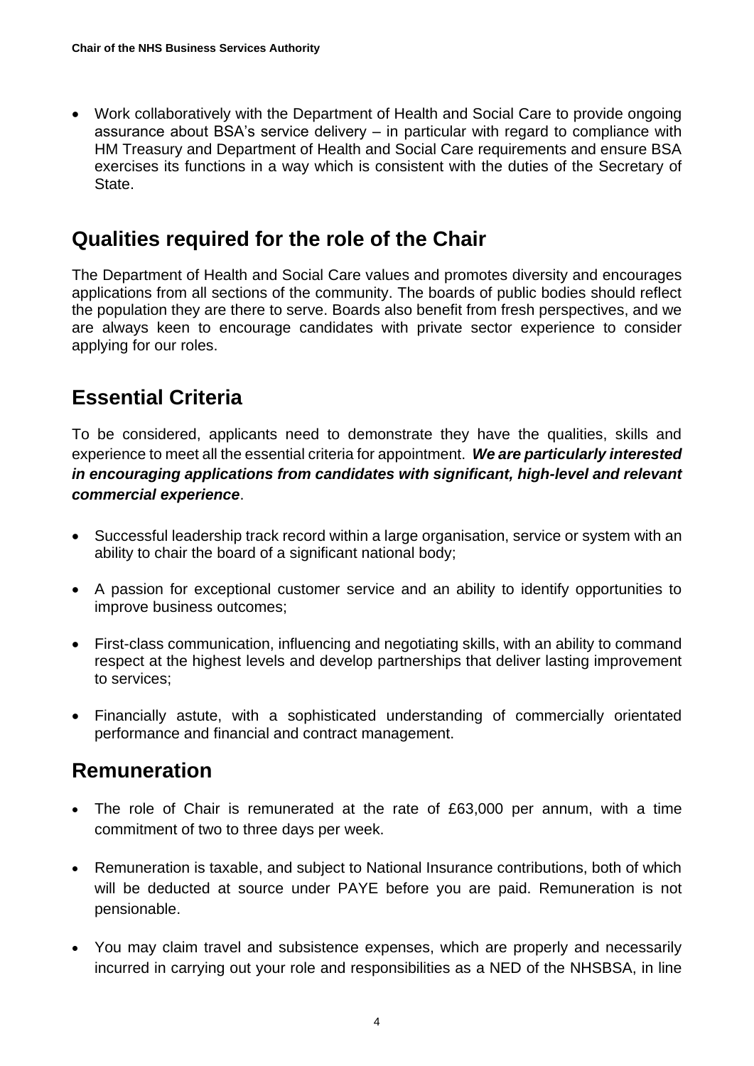- Work collaboratively with the Department of Health and Social Care to provide ongoing assurance about BSA's service delivery – in particular with regard to compliance with HM Treasury and Department of Health and Social Care requirements and ensure BSA exercises its functions in a way which is consistent with the duties of the Secretary of State.

## Qualities required for the role of the Chair

The Department of Health and Social Care values and promotes diversity and encourages applications from all sections of the community. The boards of public bodies should reflect the population they are there to serve. Boards also benefit from fresh perspectives, and we are always keen to encourage candidates with private sector experience to consider applying for our roles.

## Essential Criteria

To be considered, applicants need to demonstrate they have the qualities, skills and experience to meet all the essential criteria for appointment. ***We are particularly interested in encouraging applications from candidates with significant, high-level and relevant commercial experience***.

- Successful leadership track record within a large organisation, service or system with an ability to chair the board of a significant national body;
- A passion for exceptional customer service and an ability to identify opportunities to improve business outcomes;
- First-class communication, influencing and negotiating skills, with an ability to command respect at the highest levels and develop partnerships that deliver lasting improvement to services;
- Financially astute, with a sophisticated understanding of commercially orientated performance and financial and contract management.

## Remuneration

- The role of Chair is remunerated at the rate of £63,000 per annum, with a time commitment of two to three days per week.
- Remuneration is taxable, and subject to National Insurance contributions, both of which will be deducted at source under PAYE before you are paid. Remuneration is not pensionable.
- You may claim travel and subsistence expenses, which are properly and necessarily incurred in carrying out your role and responsibilities as a NED of the NHSBSA, in line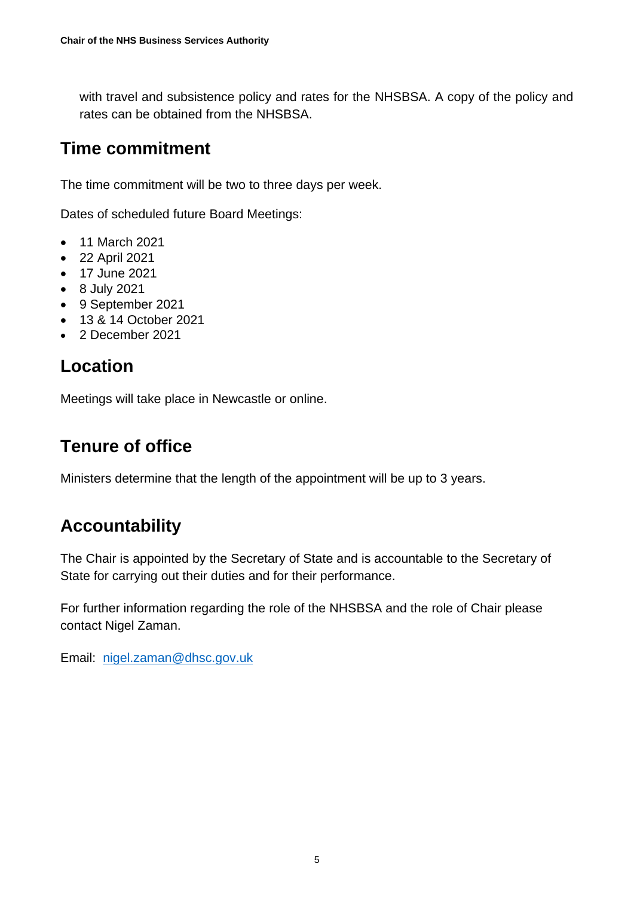with travel and subsistence policy and rates for the NHSBSA. A copy of the policy and rates can be obtained from the NHSBSA.

## Time commitment

The time commitment will be two to three days per week.

Dates of scheduled future Board Meetings:

- 11 March 2021
- 22 April 2021
- 17 June 2021
- 8 July 2021
- 9 September 2021
- 13 & 14 October 2021
- 2 December 2021

## Location

Meetings will take place in Newcastle or online.

## Tenure of office

Ministers determine that the length of the appointment will be up to 3 years.

## Accountability

The Chair is appointed by the Secretary of State and is accountable to the Secretary of State for carrying out their duties and for their performance.

For further information regarding the role of the NHSBSA and the role of Chair please contact Nigel Zaman.

Email: nigel.zaman@dhsc.gov.uk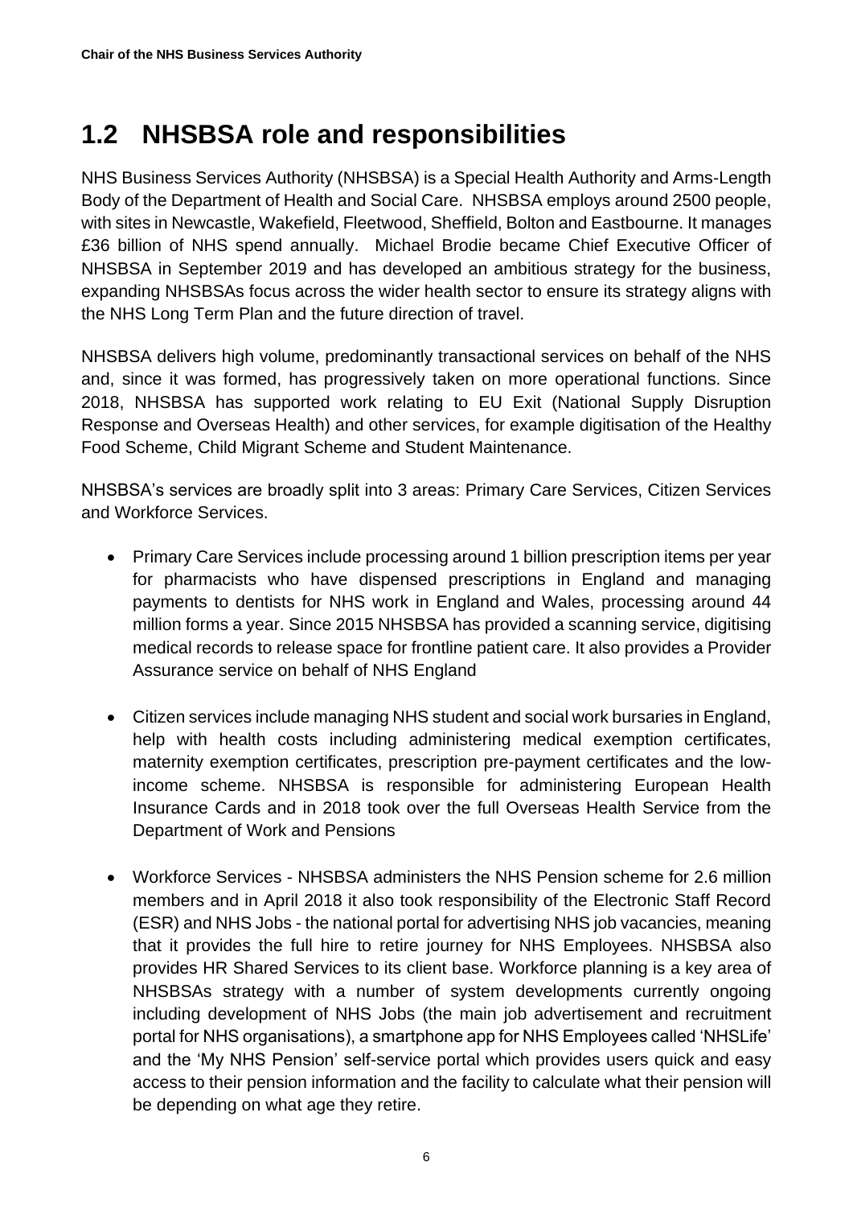## 1.2 NHSBSA role and responsibilities

NHS Business Services Authority (NHSBSA) is a Special Health Authority and Arms-Length Body of the Department of Health and Social Care. NHSBSA employs around 2500 people, with sites in Newcastle, Wakefield, Fleetwood, Sheffield, Bolton and Eastbourne. It manages £36 billion of NHS spend annually. Michael Brodie became Chief Executive Officer of NHSBSA in September 2019 and has developed an ambitious strategy for the business, expanding NHSBSAs focus across the wider health sector to ensure its strategy aligns with the NHS Long Term Plan and the future direction of travel.

NHSBSA delivers high volume, predominantly transactional services on behalf of the NHS and, since it was formed, has progressively taken on more operational functions. Since 2018, NHSBSA has supported work relating to EU Exit (National Supply Disruption Response and Overseas Health) and other services, for example digitisation of the Healthy Food Scheme, Child Migrant Scheme and Student Maintenance.

NHSBSA's services are broadly split into 3 areas: Primary Care Services, Citizen Services and Workforce Services.

- Primary Care Services include processing around 1 billion prescription items per year for pharmacists who have dispensed prescriptions in England and managing payments to dentists for NHS work in England and Wales, processing around 44 million forms a year. Since 2015 NHSBSA has provided a scanning service, digitising medical records to release space for frontline patient care. It also provides a Provider Assurance service on behalf of NHS England

- Citizen services include managing NHS student and social work bursaries in England, help with health costs including administering medical exemption certificates, maternity exemption certificates, prescription pre-payment certificates and the low-income scheme. NHSBSA is responsible for administering European Health Insurance Cards and in 2018 took over the full Overseas Health Service from the Department of Work and Pensions

- Workforce Services - NHSBSA administers the NHS Pension scheme for 2.6 million members and in April 2018 it also took responsibility of the Electronic Staff Record (ESR) and NHS Jobs - the national portal for advertising NHS job vacancies, meaning that it provides the full hire to retire journey for NHS Employees. NHSBSA also provides HR Shared Services to its client base. Workforce planning is a key area of NHSBSAs strategy with a number of system developments currently ongoing including development of NHS Jobs (the main job advertisement and recruitment portal for NHS organisations), a smartphone app for NHS Employees called 'NHSLife' and the 'My NHS Pension' self-service portal which provides users quick and easy access to their pension information and the facility to calculate what their pension will be depending on what age they retire.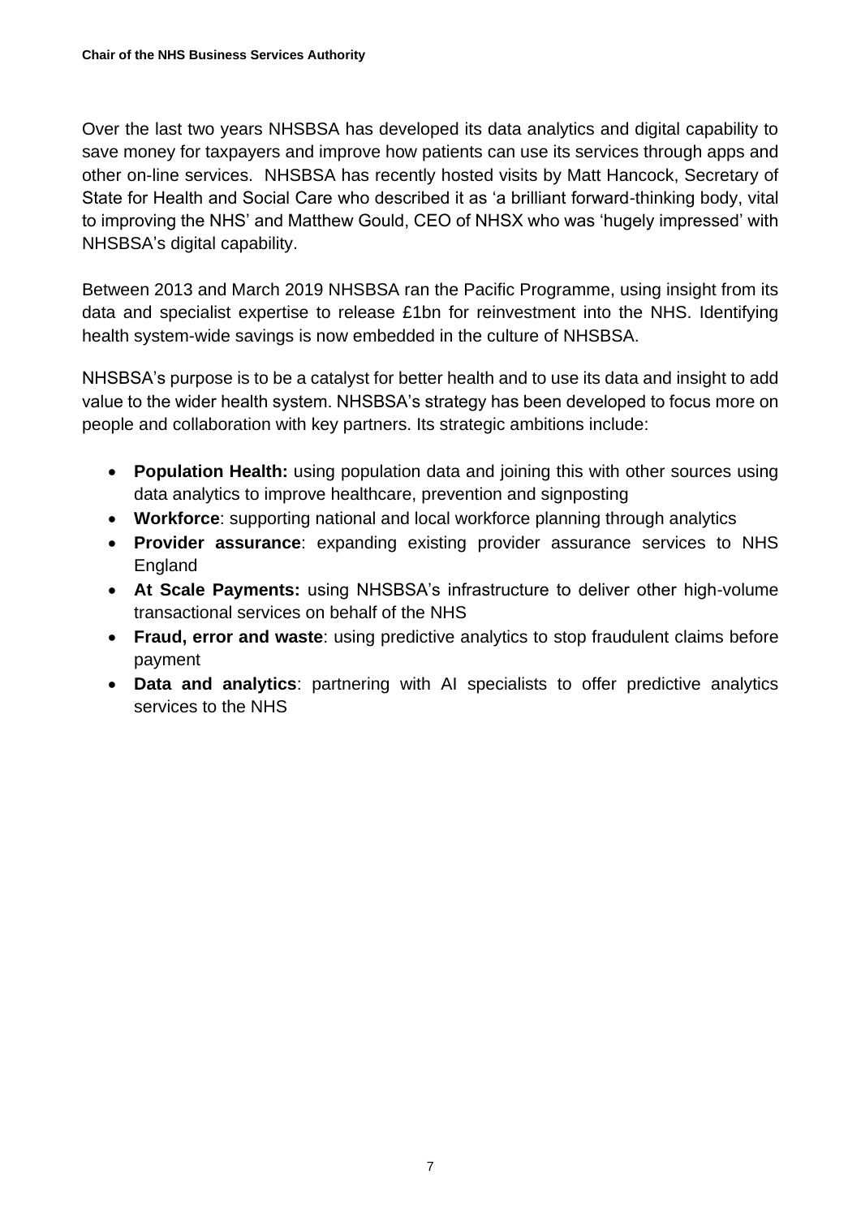Over the last two years NHSBSA has developed its data analytics and digital capability to save money for taxpayers and improve how patients can use its services through apps and other on-line services. NHSBSA has recently hosted visits by Matt Hancock, Secretary of State for Health and Social Care who described it as 'a brilliant forward-thinking body, vital to improving the NHS' and Matthew Gould, CEO of NHSX who was 'hugely impressed' with NHSBSA's digital capability.

Between 2013 and March 2019 NHSBSA ran the Pacific Programme, using insight from its data and specialist expertise to release £1bn for reinvestment into the NHS. Identifying health system-wide savings is now embedded in the culture of NHSBSA.

NHSBSA's purpose is to be a catalyst for better health and to use its data and insight to add value to the wider health system. NHSBSA's strategy has been developed to focus more on people and collaboration with key partners. Its strategic ambitions include:

- **Population Health:** using population data and joining this with other sources using data analytics to improve healthcare, prevention and signposting
- **Workforce**: supporting national and local workforce planning through analytics
- **Provider assurance**: expanding existing provider assurance services to NHS England
- **At Scale Payments:** using NHSBSA's infrastructure to deliver other high-volume transactional services on behalf of the NHS
- **Fraud, error and waste**: using predictive analytics to stop fraudulent claims before payment
- **Data and analytics**: partnering with AI specialists to offer predictive analytics services to the NHS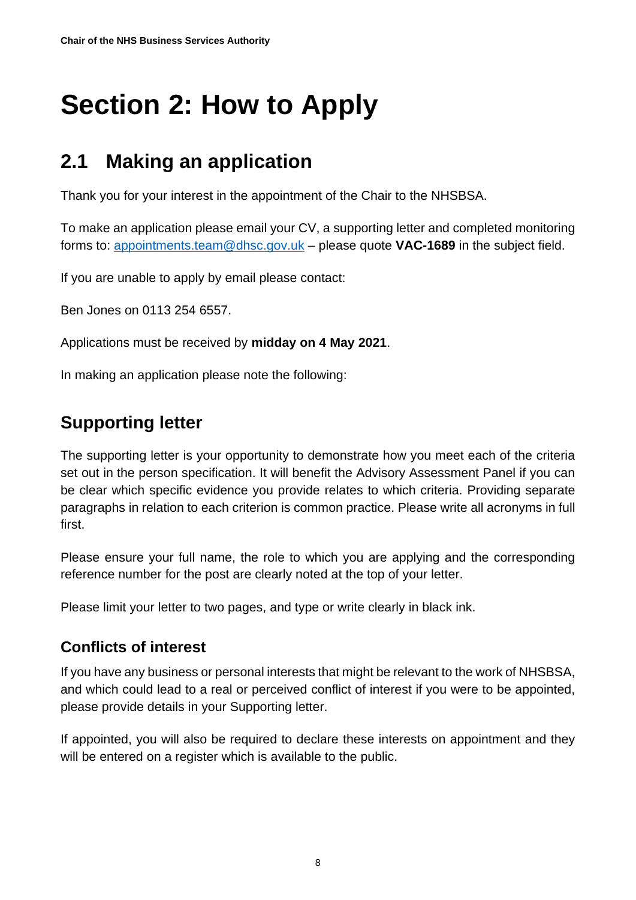# Section 2: How to Apply

## 2.1 Making an application

Thank you for your interest in the appointment of the Chair to the NHSBSA.

To make an application please email your CV, a supporting letter and completed monitoring forms to: appointments.team@dhsc.gov.uk – please quote **VAC-1689** in the subject field.

If you are unable to apply by email please contact:

Ben Jones on 0113 254 6557.

Applications must be received by **midday on 4 May 2021**.

In making an application please note the following:

## Supporting letter

The supporting letter is your opportunity to demonstrate how you meet each of the criteria set out in the person specification. It will benefit the Advisory Assessment Panel if you can be clear which specific evidence you provide relates to which criteria. Providing separate paragraphs in relation to each criterion is common practice. Please write all acronyms in full first.

Please ensure your full name, the role to which you are applying and the corresponding reference number for the post are clearly noted at the top of your letter.

Please limit your letter to two pages, and type or write clearly in black ink.

### Conflicts of interest

If you have any business or personal interests that might be relevant to the work of NHSBSA, and which could lead to a real or perceived conflict of interest if you were to be appointed, please provide details in your Supporting letter.

If appointed, you will also be required to declare these interests on appointment and they will be entered on a register which is available to the public.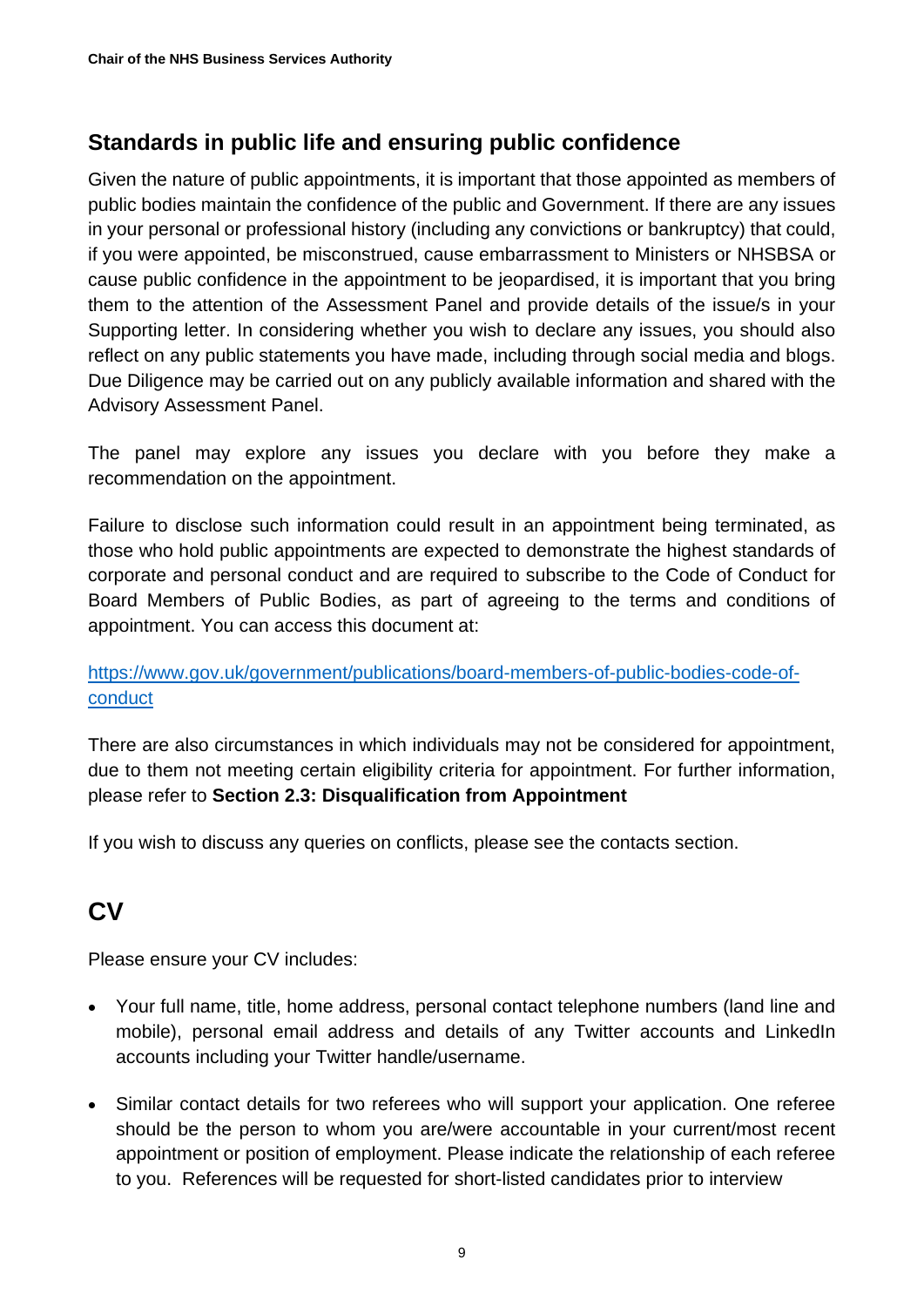## Standards in public life and ensuring public confidence

Given the nature of public appointments, it is important that those appointed as members of public bodies maintain the confidence of the public and Government. If there are any issues in your personal or professional history (including any convictions or bankruptcy) that could, if you were appointed, be misconstrued, cause embarrassment to Ministers or NHSBSA or cause public confidence in the appointment to be jeopardised, it is important that you bring them to the attention of the Assessment Panel and provide details of the issue/s in your Supporting letter. In considering whether you wish to declare any issues, you should also reflect on any public statements you have made, including through social media and blogs. Due Diligence may be carried out on any publicly available information and shared with the Advisory Assessment Panel.

The panel may explore any issues you declare with you before they make a recommendation on the appointment.

Failure to disclose such information could result in an appointment being terminated, as those who hold public appointments are expected to demonstrate the highest standards of corporate and personal conduct and are required to subscribe to the Code of Conduct for Board Members of Public Bodies, as part of agreeing to the terms and conditions of appointment. You can access this document at:

[https://www.gov.uk/government/publications/board-members-of-public-bodies-code-of-conduct](https://www.gov.uk/government/publications/board-members-of-public-bodies-code-of-conduct)

There are also circumstances in which individuals may not be considered for appointment, due to them not meeting certain eligibility criteria for appointment. For further information, please refer to **Section 2.3: Disqualification from Appointment**

If you wish to discuss any queries on conflicts, please see the contacts section.

# CV

Please ensure your CV includes:

- Your full name, title, home address, personal contact telephone numbers (land line and mobile), personal email address and details of any Twitter accounts and LinkedIn accounts including your Twitter handle/username.
- Similar contact details for two referees who will support your application. One referee should be the person to whom you are/were accountable in your current/most recent appointment or position of employment. Please indicate the relationship of each referee to you. References will be requested for short-listed candidates prior to interview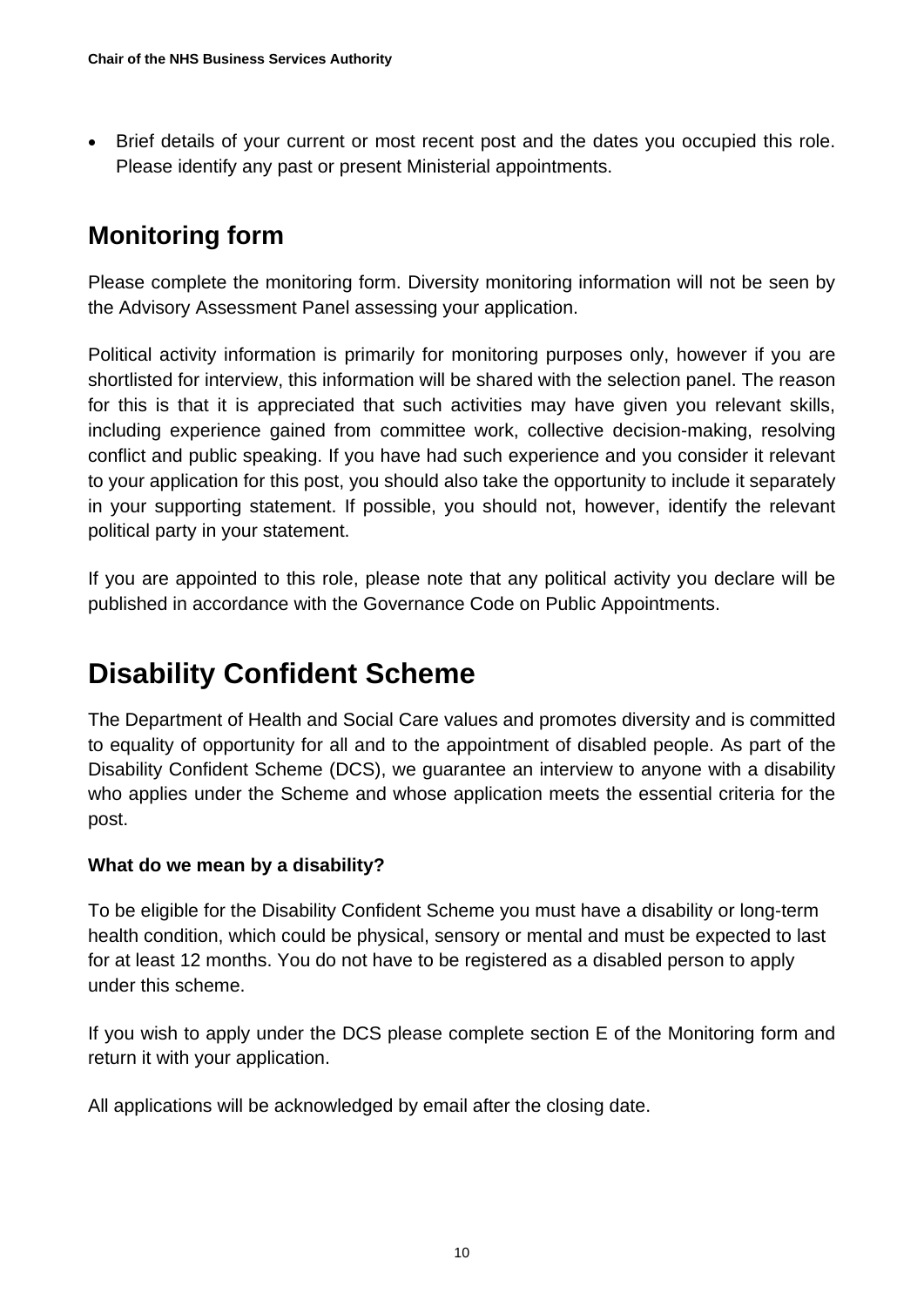- Brief details of your current or most recent post and the dates you occupied this role. Please identify any past or present Ministerial appointments.

## Monitoring form

Please complete the monitoring form. Diversity monitoring information will not be seen by the Advisory Assessment Panel assessing your application.

Political activity information is primarily for monitoring purposes only, however if you are shortlisted for interview, this information will be shared with the selection panel. The reason for this is that it is appreciated that such activities may have given you relevant skills, including experience gained from committee work, collective decision-making, resolving conflict and public speaking. If you have had such experience and you consider it relevant to your application for this post, you should also take the opportunity to include it separately in your supporting statement. If possible, you should not, however, identify the relevant political party in your statement.

If you are appointed to this role, please note that any political activity you declare will be published in accordance with the Governance Code on Public Appointments.

# Disability Confident Scheme

The Department of Health and Social Care values and promotes diversity and is committed to equality of opportunity for all and to the appointment of disabled people. As part of the Disability Confident Scheme (DCS), we guarantee an interview to anyone with a disability who applies under the Scheme and whose application meets the essential criteria for the post.

**What do we mean by a disability?**

To be eligible for the Disability Confident Scheme you must have a disability or long-term health condition, which could be physical, sensory or mental and must be expected to last for at least 12 months. You do not have to be registered as a disabled person to apply under this scheme.

If you wish to apply under the DCS please complete section E of the Monitoring form and return it with your application.

All applications will be acknowledged by email after the closing date.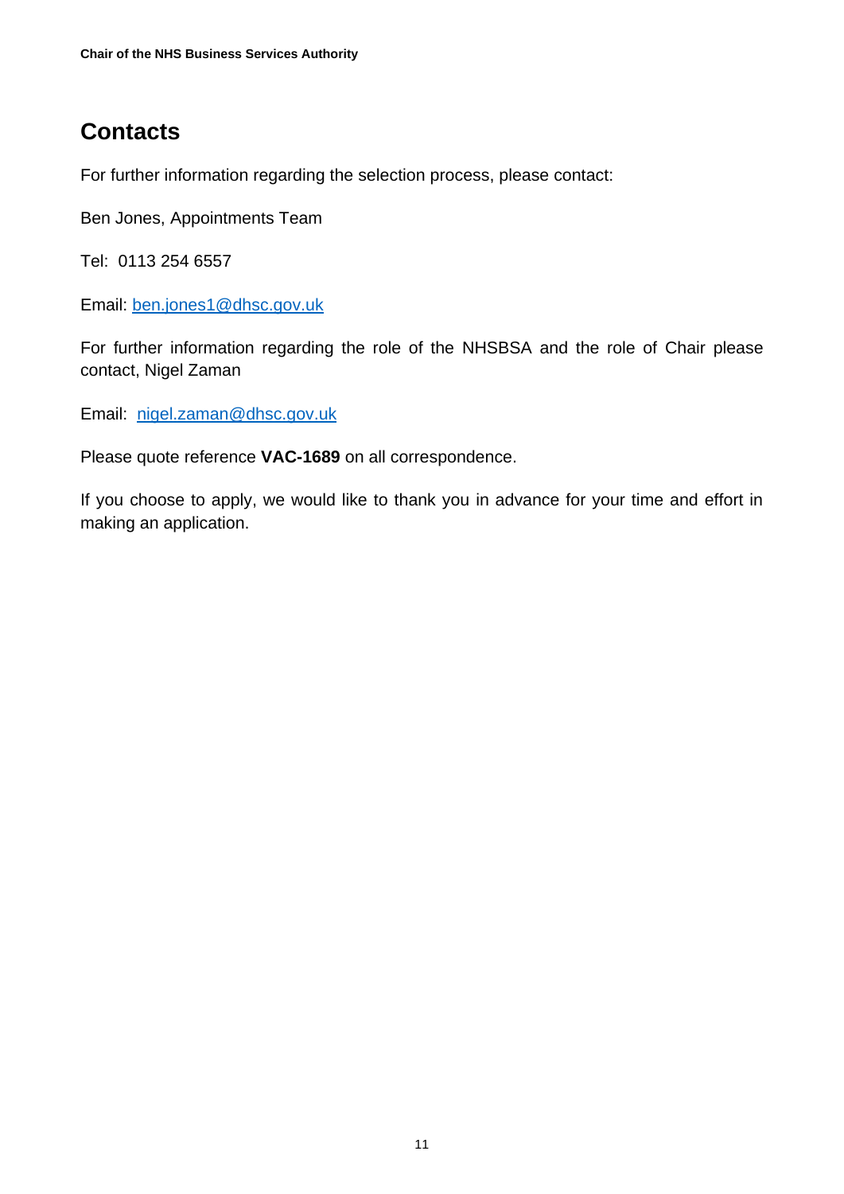## Contacts

For further information regarding the selection process, please contact:

Ben Jones, Appointments Team

Tel: 0113 254 6557

Email: ben.jones1@dhsc.gov.uk

For further information regarding the role of the NHSBSA and the role of Chair please contact, Nigel Zaman

Email: nigel.zaman@dhsc.gov.uk

Please quote reference **VAC-1689** on all correspondence.

If you choose to apply, we would like to thank you in advance for your time and effort in making an application.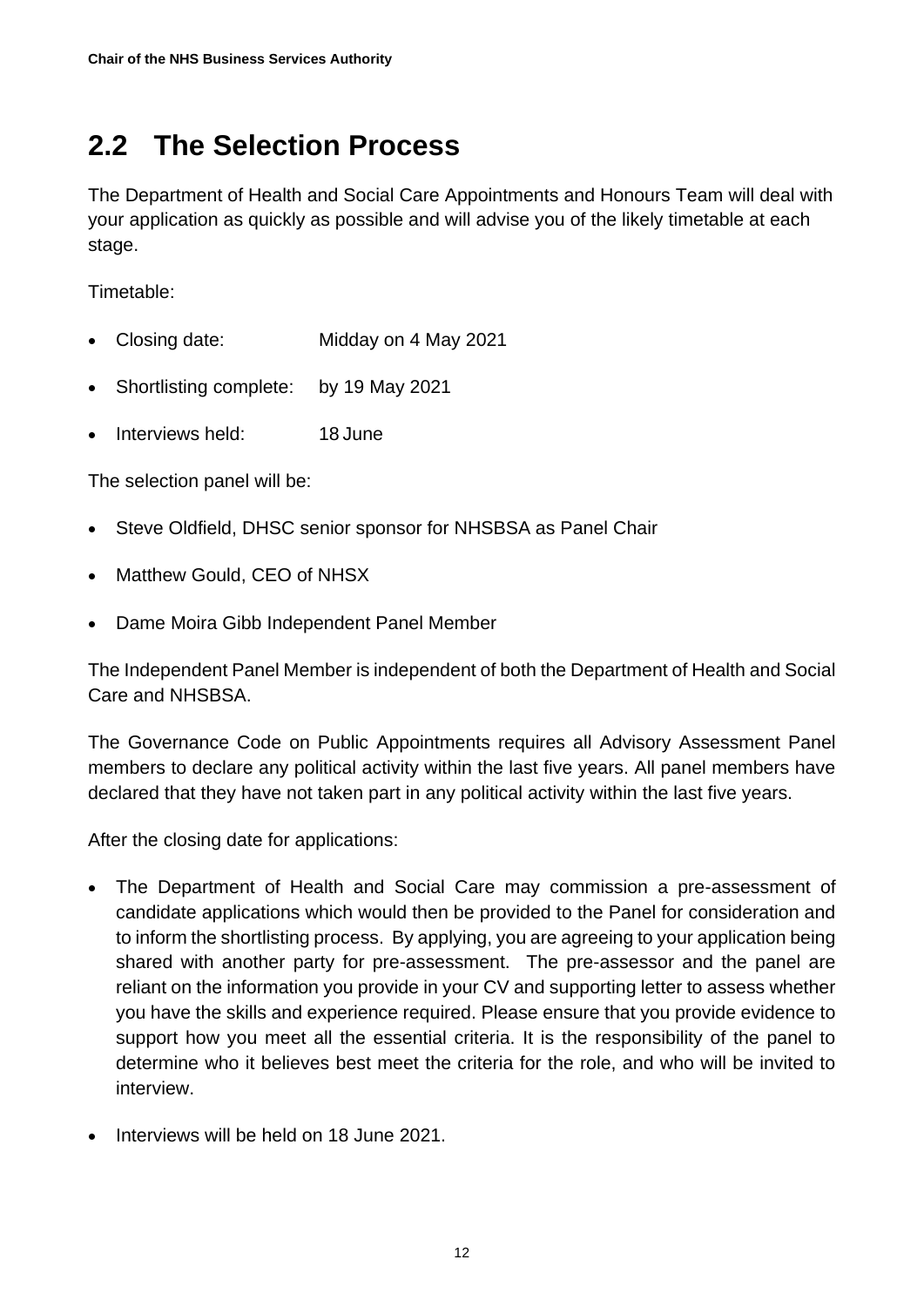## 2.2 The Selection Process

The Department of Health and Social Care Appointments and Honours Team will deal with your application as quickly as possible and will advise you of the likely timetable at each stage.

Timetable:

- Closing date: Midday on 4 May 2021
- Shortlisting complete: by 19 May 2021
- Interviews held: 18 June

The selection panel will be:

- Steve Oldfield, DHSC senior sponsor for NHSBSA as Panel Chair
- Matthew Gould, CEO of NHSX
- Dame Moira Gibb Independent Panel Member

The Independent Panel Member is independent of both the Department of Health and Social Care and NHSBSA.

The Governance Code on Public Appointments requires all Advisory Assessment Panel members to declare any political activity within the last five years. All panel members have declared that they have not taken part in any political activity within the last five years.

After the closing date for applications:

- The Department of Health and Social Care may commission a pre-assessment of candidate applications which would then be provided to the Panel for consideration and to inform the shortlisting process. By applying, you are agreeing to your application being shared with another party for pre-assessment. The pre-assessor and the panel are reliant on the information you provide in your CV and supporting letter to assess whether you have the skills and experience required. Please ensure that you provide evidence to support how you meet all the essential criteria. It is the responsibility of the panel to determine who it believes best meet the criteria for the role, and who will be invited to interview.
- Interviews will be held on 18 June 2021.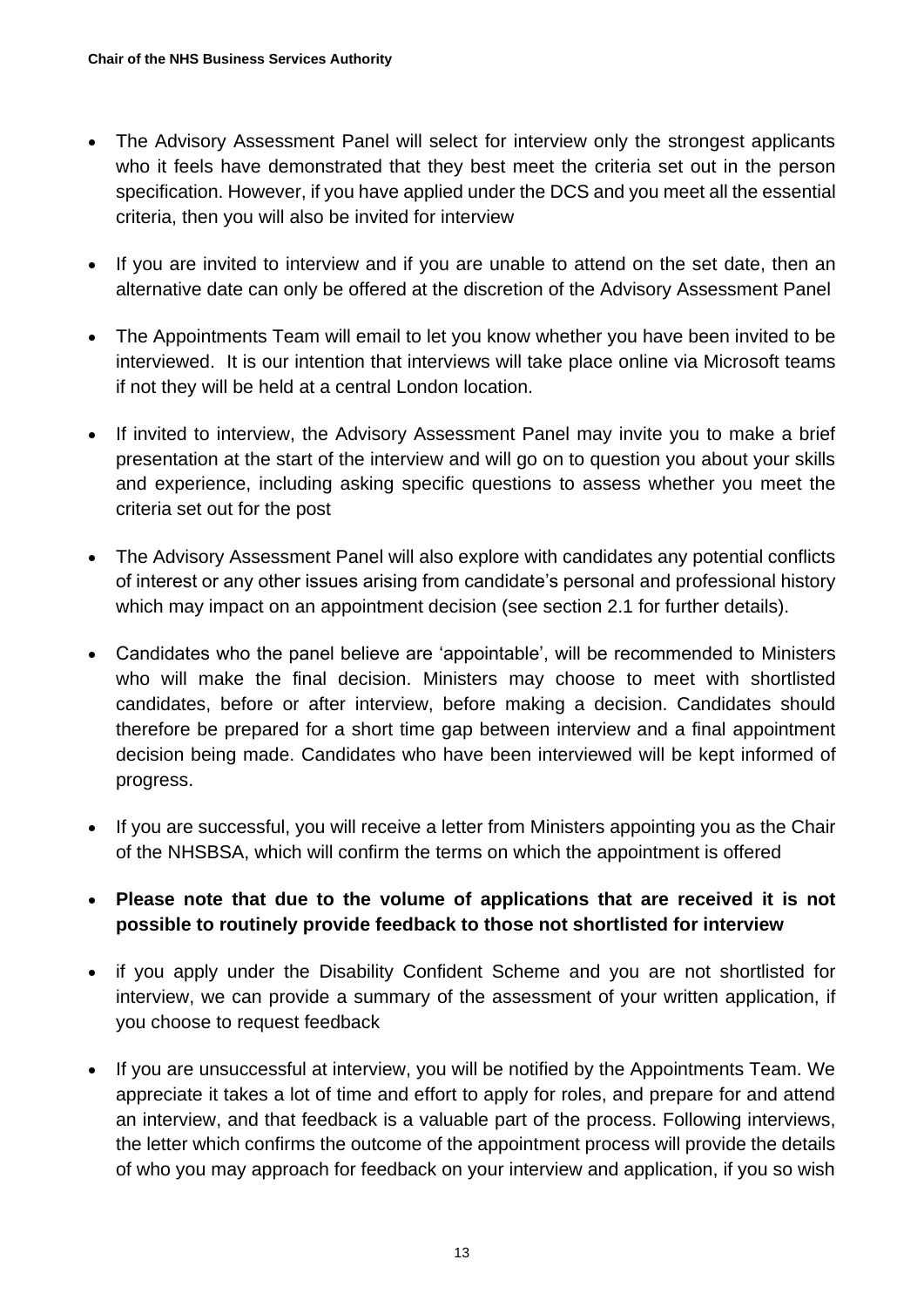- The Advisory Assessment Panel will select for interview only the strongest applicants who it feels have demonstrated that they best meet the criteria set out in the person specification. However, if you have applied under the DCS and you meet all the essential criteria, then you will also be invited for interview

- If you are invited to interview and if you are unable to attend on the set date, then an alternative date can only be offered at the discretion of the Advisory Assessment Panel

- The Appointments Team will email to let you know whether you have been invited to be interviewed. It is our intention that interviews will take place online via Microsoft teams if not they will be held at a central London location.

- If invited to interview, the Advisory Assessment Panel may invite you to make a brief presentation at the start of the interview and will go on to question you about your skills and experience, including asking specific questions to assess whether you meet the criteria set out for the post

- The Advisory Assessment Panel will also explore with candidates any potential conflicts of interest or any other issues arising from candidate's personal and professional history which may impact on an appointment decision (see section 2.1 for further details).

- Candidates who the panel believe are 'appointable', will be recommended to Ministers who will make the final decision. Ministers may choose to meet with shortlisted candidates, before or after interview, before making a decision. Candidates should therefore be prepared for a short time gap between interview and a final appointment decision being made. Candidates who have been interviewed will be kept informed of progress.

- If you are successful, you will receive a letter from Ministers appointing you as the Chair of the NHSBSA, which will confirm the terms on which the appointment is offered

- **Please note that due to the volume of applications that are received it is not possible to routinely provide feedback to those not shortlisted for interview**

- if you apply under the Disability Confident Scheme and you are not shortlisted for interview, we can provide a summary of the assessment of your written application, if you choose to request feedback

- If you are unsuccessful at interview, you will be notified by the Appointments Team. We appreciate it takes a lot of time and effort to apply for roles, and prepare for and attend an interview, and that feedback is a valuable part of the process. Following interviews, the letter which confirms the outcome of the appointment process will provide the details of who you may approach for feedback on your interview and application, if you so wish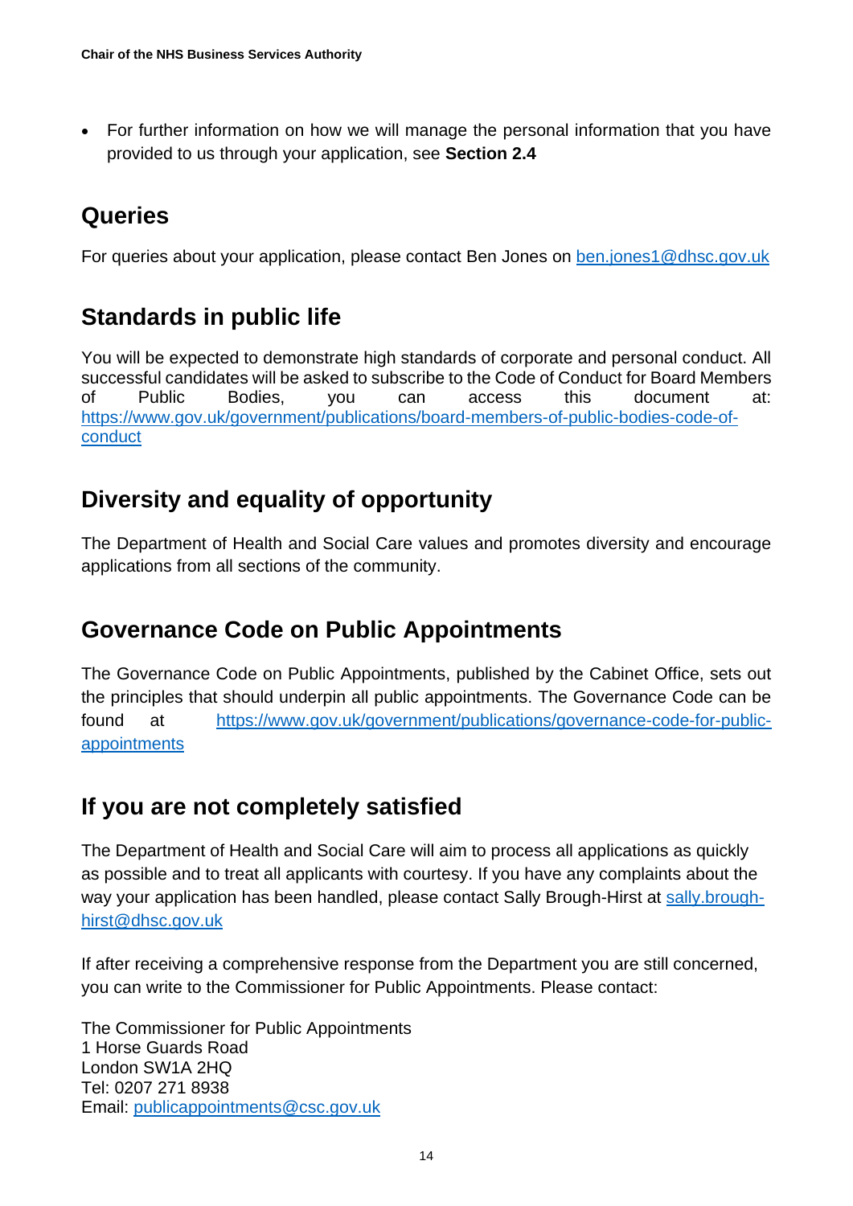- For further information on how we will manage the personal information that you have provided to us through your application, see **Section 2.4**

## Queries

For queries about your application, please contact Ben Jones on ben.jones1@dhsc.gov.uk

## Standards in public life

You will be expected to demonstrate high standards of corporate and personal conduct. All successful candidates will be asked to subscribe to the Code of Conduct for Board Members of Public Bodies, you can access this document at: https://www.gov.uk/government/publications/board-members-of-public-bodies-code-of-conduct

## Diversity and equality of opportunity

The Department of Health and Social Care values and promotes diversity and encourage applications from all sections of the community.

## Governance Code on Public Appointments

The Governance Code on Public Appointments, published by the Cabinet Office, sets out the principles that should underpin all public appointments. The Governance Code can be found at https://www.gov.uk/government/publications/governance-code-for-public-appointments

## If you are not completely satisfied

The Department of Health and Social Care will aim to process all applications as quickly as possible and to treat all applicants with courtesy. If you have any complaints about the way your application has been handled, please contact Sally Brough-Hirst at sally.brough-hirst@dhsc.gov.uk

If after receiving a comprehensive response from the Department you are still concerned, you can write to the Commissioner for Public Appointments. Please contact:

The Commissioner for Public Appointments
1 Horse Guards Road
London SW1A 2HQ
Tel: 0207 271 8938
Email: publicappointments@csc.gov.uk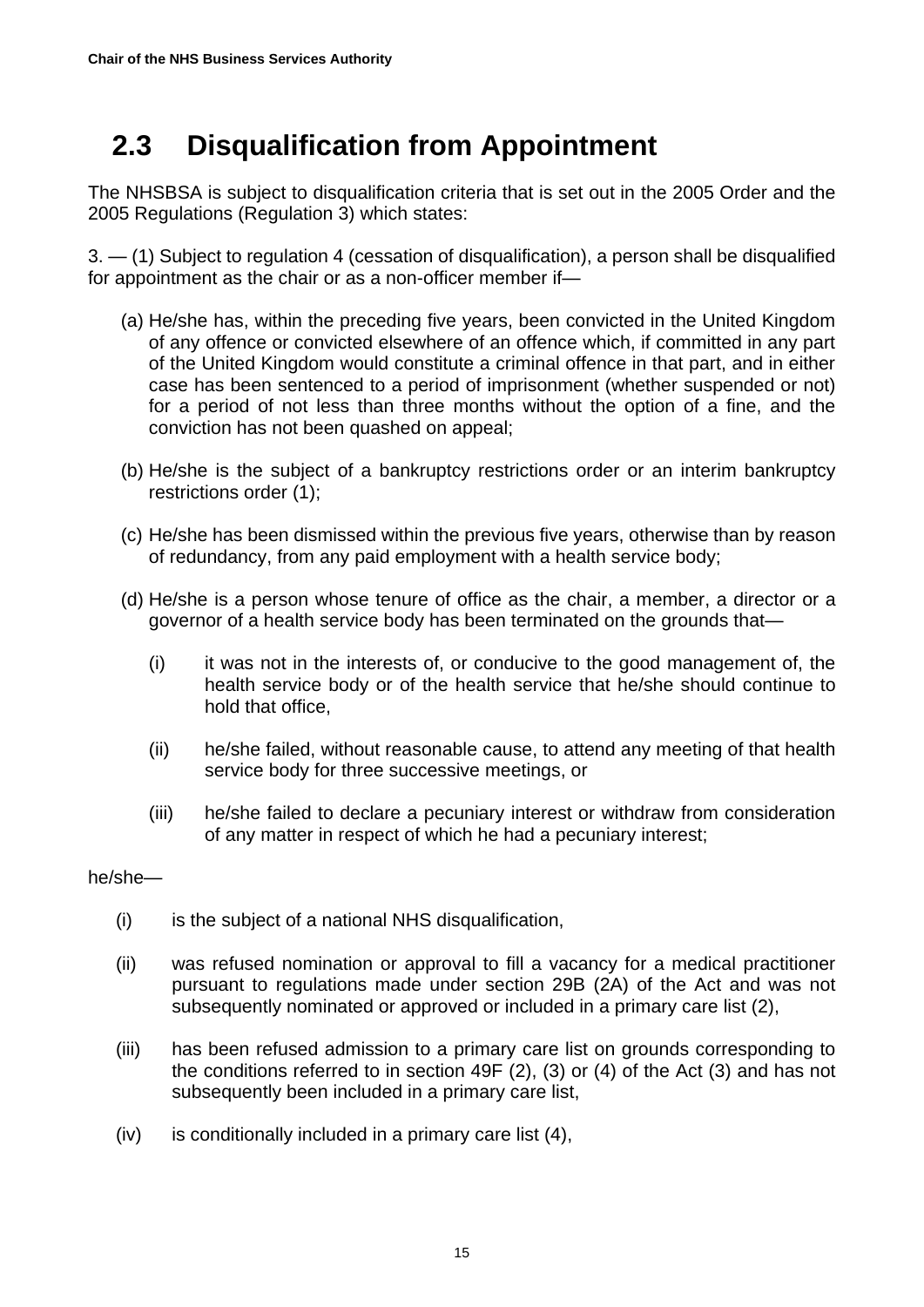## 2.3 Disqualification from Appointment

The NHSBSA is subject to disqualification criteria that is set out in the 2005 Order and the 2005 Regulations (Regulation 3) which states:

3. — (1) Subject to regulation 4 (cessation of disqualification), a person shall be disqualified for appointment as the chair or as a non-officer member if—

(a) He/she has, within the preceding five years, been convicted in the United Kingdom of any offence or convicted elsewhere of an offence which, if committed in any part of the United Kingdom would constitute a criminal offence in that part, and in either case has been sentenced to a period of imprisonment (whether suspended or not) for a period of not less than three months without the option of a fine, and the conviction has not been quashed on appeal;

(b) He/she is the subject of a bankruptcy restrictions order or an interim bankruptcy restrictions order (1);

(c) He/she has been dismissed within the previous five years, otherwise than by reason of redundancy, from any paid employment with a health service body;

(d) He/she is a person whose tenure of office as the chair, a member, a director or a governor of a health service body has been terminated on the grounds that—

  (i) it was not in the interests of, or conducive to the good management of, the health service body or of the health service that he/she should continue to hold that office,

  (ii) he/she failed, without reasonable cause, to attend any meeting of that health service body for three successive meetings, or

  (iii) he/she failed to declare a pecuniary interest or withdraw from consideration of any matter in respect of which he had a pecuniary interest;

he/she—

(i) is the subject of a national NHS disqualification,

(ii) was refused nomination or approval to fill a vacancy for a medical practitioner pursuant to regulations made under section 29B (2A) of the Act and was not subsequently nominated or approved or included in a primary care list (2),

(iii) has been refused admission to a primary care list on grounds corresponding to the conditions referred to in section 49F (2), (3) or (4) of the Act (3) and has not subsequently been included in a primary care list,

(iv) is conditionally included in a primary care list (4),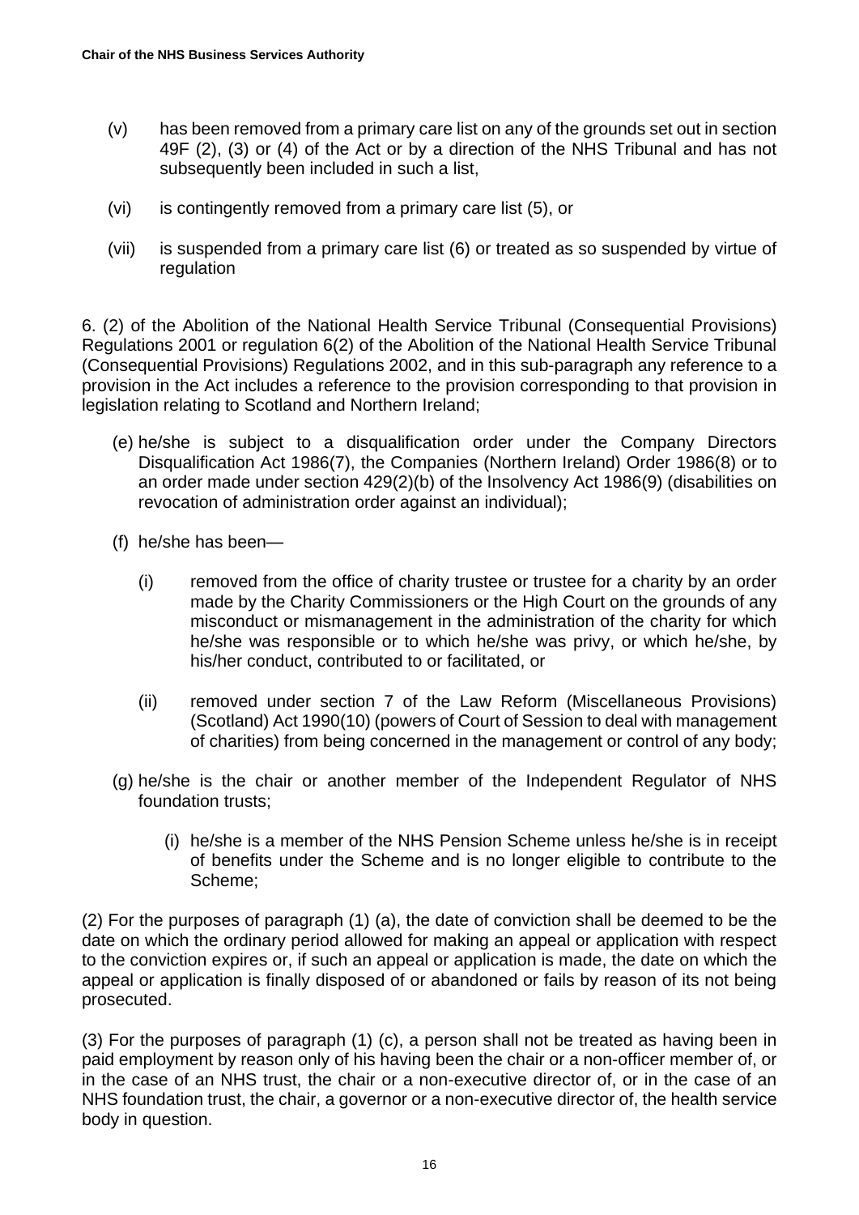(v) has been removed from a primary care list on any of the grounds set out in section 49F (2), (3) or (4) of the Act or by a direction of the NHS Tribunal and has not subsequently been included in such a list,

(vi) is contingently removed from a primary care list (5), or

(vii) is suspended from a primary care list (6) or treated as so suspended by virtue of regulation

6. (2) of the Abolition of the National Health Service Tribunal (Consequential Provisions) Regulations 2001 or regulation 6(2) of the Abolition of the National Health Service Tribunal (Consequential Provisions) Regulations 2002, and in this sub-paragraph any reference to a provision in the Act includes a reference to the provision corresponding to that provision in legislation relating to Scotland and Northern Ireland;

(e) he/she is subject to a disqualification order under the Company Directors Disqualification Act 1986(7), the Companies (Northern Ireland) Order 1986(8) or to an order made under section 429(2)(b) of the Insolvency Act 1986(9) (disabilities on revocation of administration order against an individual);

(f) he/she has been—

(i) removed from the office of charity trustee or trustee for a charity by an order made by the Charity Commissioners or the High Court on the grounds of any misconduct or mismanagement in the administration of the charity for which he/she was responsible or to which he/she was privy, or which he/she, by his/her conduct, contributed to or facilitated, or

(ii) removed under section 7 of the Law Reform (Miscellaneous Provisions) (Scotland) Act 1990(10) (powers of Court of Session to deal with management of charities) from being concerned in the management or control of any body;

(g) he/she is the chair or another member of the Independent Regulator of NHS foundation trusts;

(i) he/she is a member of the NHS Pension Scheme unless he/she is in receipt of benefits under the Scheme and is no longer eligible to contribute to the Scheme;

(2) For the purposes of paragraph (1) (a), the date of conviction shall be deemed to be the date on which the ordinary period allowed for making an appeal or application with respect to the conviction expires or, if such an appeal or application is made, the date on which the appeal or application is finally disposed of or abandoned or fails by reason of its not being prosecuted.

(3) For the purposes of paragraph (1) (c), a person shall not be treated as having been in paid employment by reason only of his having been the chair or a non-officer member of, or in the case of an NHS trust, the chair or a non-executive director of, or in the case of an NHS foundation trust, the chair, a governor or a non-executive director of, the health service body in question.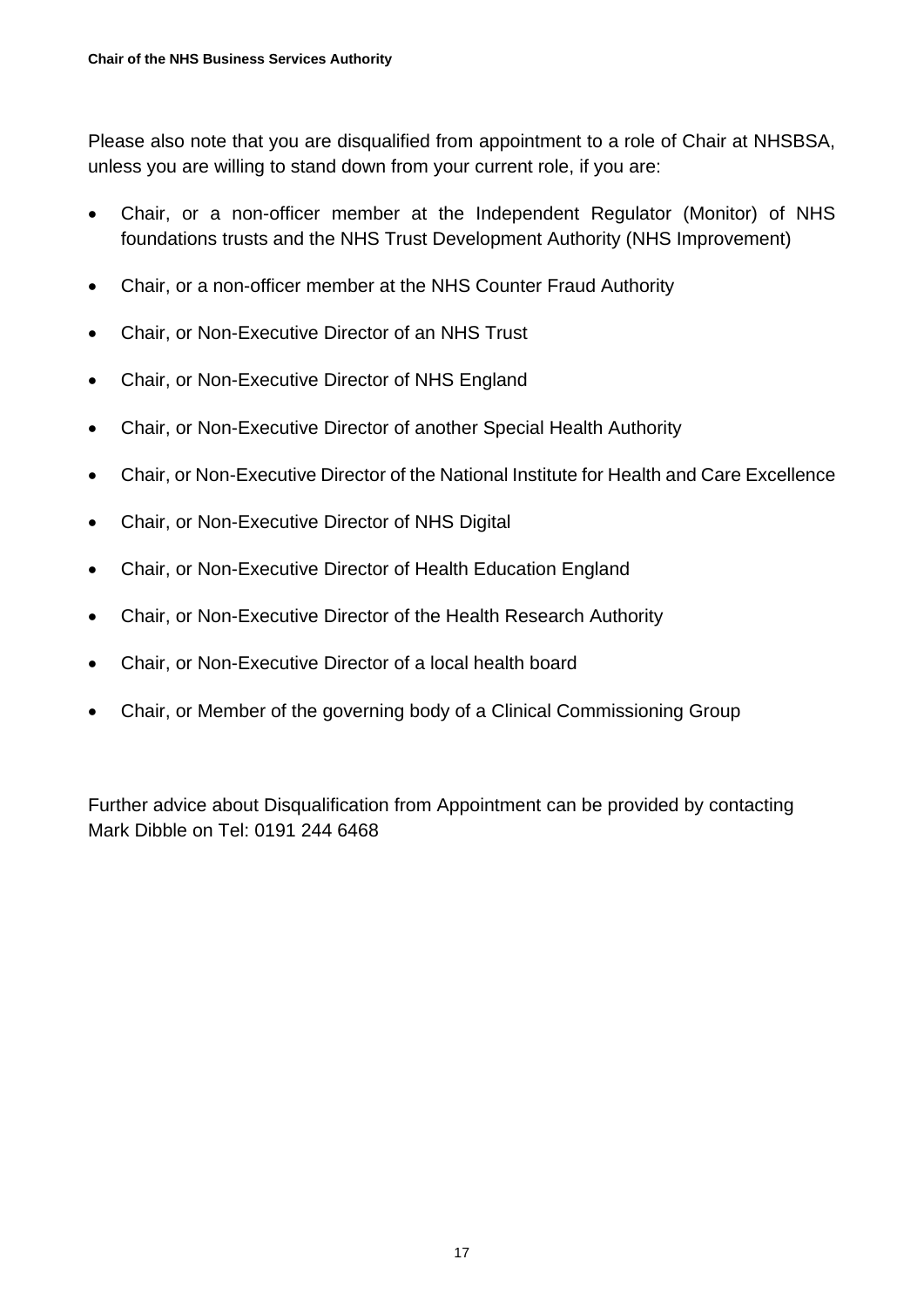Please also note that you are disqualified from appointment to a role of Chair at NHSBSA, unless you are willing to stand down from your current role, if you are:

- Chair, or a non-officer member at the Independent Regulator (Monitor) of NHS foundations trusts and the NHS Trust Development Authority (NHS Improvement)
- Chair, or a non-officer member at the NHS Counter Fraud Authority
- Chair, or Non-Executive Director of an NHS Trust
- Chair, or Non-Executive Director of NHS England
- Chair, or Non-Executive Director of another Special Health Authority
- Chair, or Non-Executive Director of the National Institute for Health and Care Excellence
- Chair, or Non-Executive Director of NHS Digital
- Chair, or Non-Executive Director of Health Education England
- Chair, or Non-Executive Director of the Health Research Authority
- Chair, or Non-Executive Director of a local health board
- Chair, or Member of the governing body of a Clinical Commissioning Group

Further advice about Disqualification from Appointment can be provided by contacting Mark Dibble on Tel: 0191 244 6468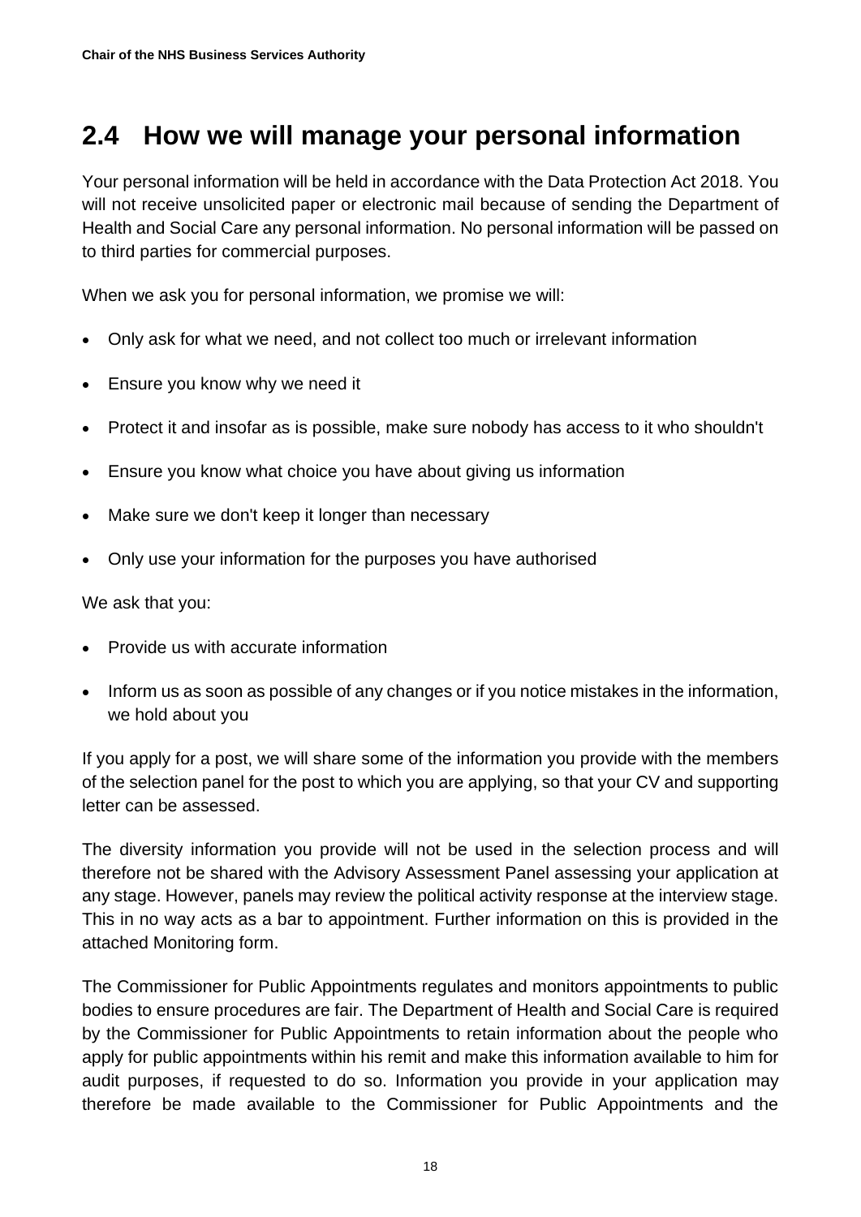## 2.4 How we will manage your personal information

Your personal information will be held in accordance with the Data Protection Act 2018. You will not receive unsolicited paper or electronic mail because of sending the Department of Health and Social Care any personal information. No personal information will be passed on to third parties for commercial purposes.

When we ask you for personal information, we promise we will:

- Only ask for what we need, and not collect too much or irrelevant information
- Ensure you know why we need it
- Protect it and insofar as is possible, make sure nobody has access to it who shouldn't
- Ensure you know what choice you have about giving us information
- Make sure we don't keep it longer than necessary
- Only use your information for the purposes you have authorised

We ask that you:

- Provide us with accurate information
- Inform us as soon as possible of any changes or if you notice mistakes in the information, we hold about you

If you apply for a post, we will share some of the information you provide with the members of the selection panel for the post to which you are applying, so that your CV and supporting letter can be assessed.

The diversity information you provide will not be used in the selection process and will therefore not be shared with the Advisory Assessment Panel assessing your application at any stage. However, panels may review the political activity response at the interview stage. This in no way acts as a bar to appointment. Further information on this is provided in the attached Monitoring form.

The Commissioner for Public Appointments regulates and monitors appointments to public bodies to ensure procedures are fair. The Department of Health and Social Care is required by the Commissioner for Public Appointments to retain information about the people who apply for public appointments within his remit and make this information available to him for audit purposes, if requested to do so. Information you provide in your application may therefore be made available to the Commissioner for Public Appointments and the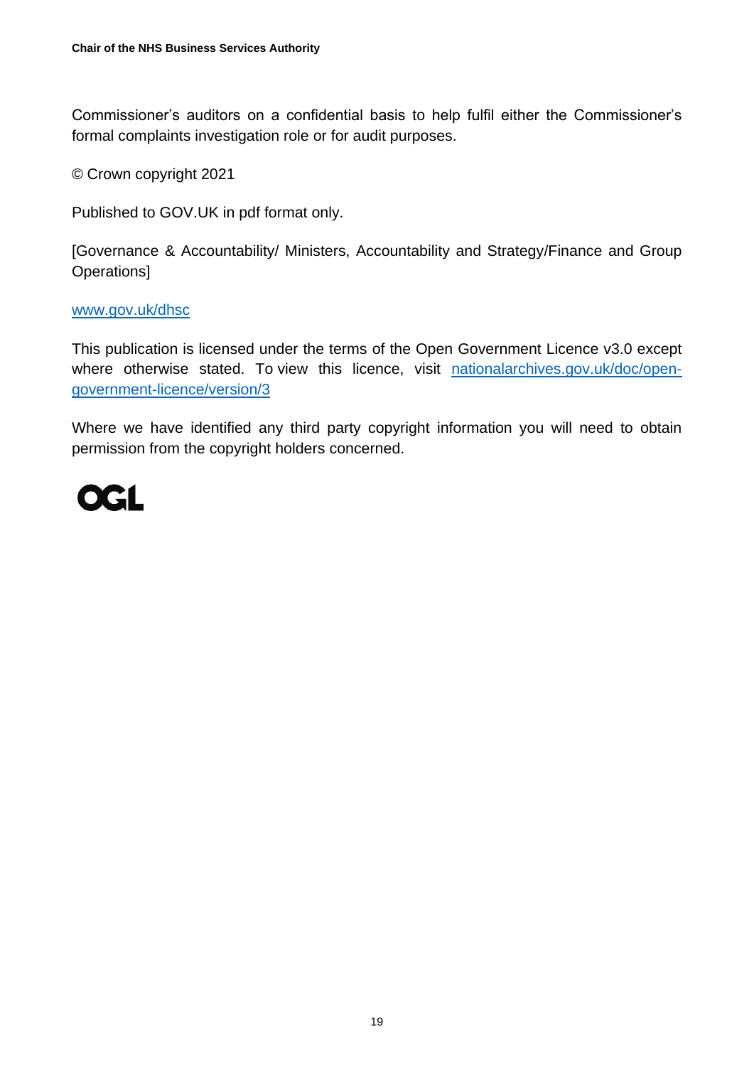Commissioner's auditors on a confidential basis to help fulfil either the Commissioner's formal complaints investigation role or for audit purposes.

© Crown copyright 2021

Published to GOV.UK in pdf format only.

[Governance & Accountability/ Ministers, Accountability and Strategy/Finance and Group Operations]

[www.gov.uk/dhsc](www.gov.uk/dhsc)

This publication is licensed under the terms of the Open Government Licence v3.0 except where otherwise stated. To view this licence, visit [nationalarchives.gov.uk/doc/open-government-licence/version/3](nationalarchives.gov.uk/doc/open-government-licence/version/3)

Where we have identified any third party copyright information you will need to obtain permission from the copyright holders concerned.

OGL